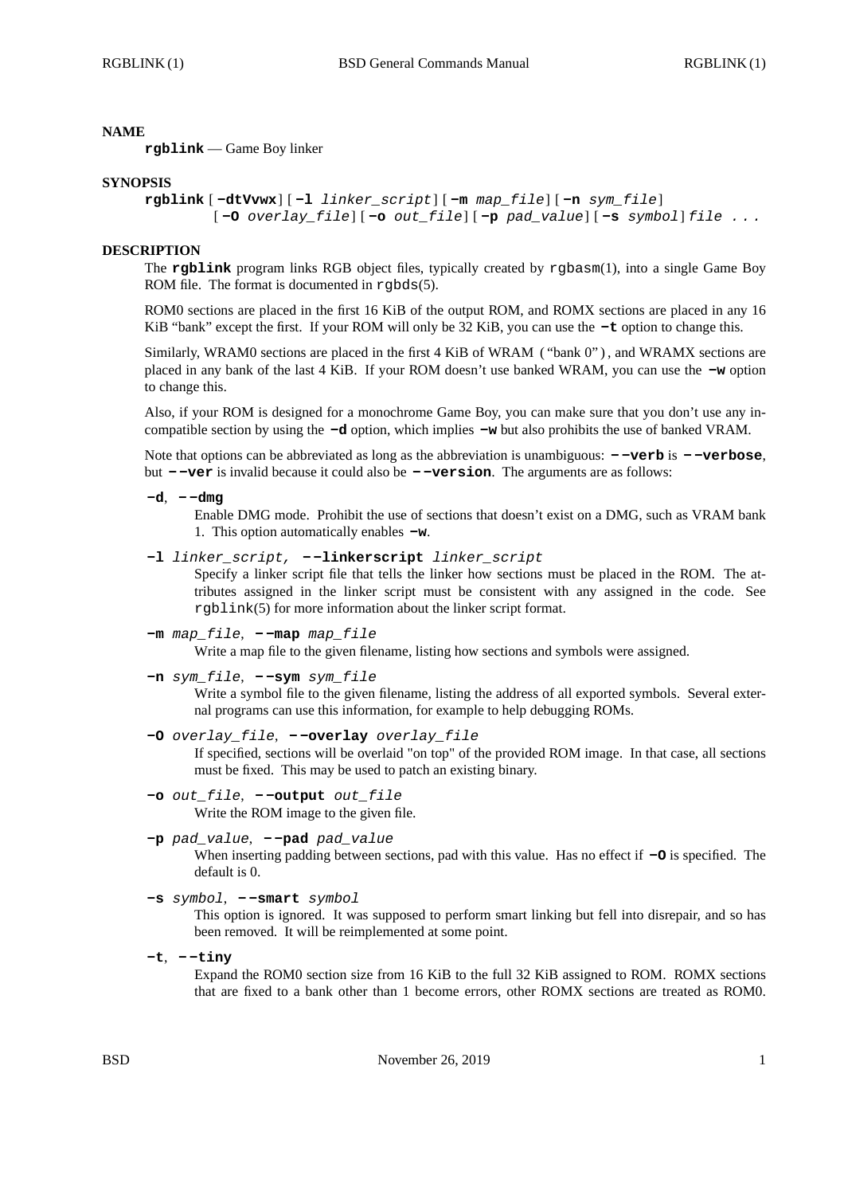## NAME

**rgblink** — Game Boy linker

## SYNOPSIS

**rgblink** [ **-dtVvwx**] [ **-l** *linker_script*] [ **-m** *map_file*] [ **-n** *sym_file*] [ **-O** *overlay_file*] [ **-o** *out_file*] [ **-p** *pad_value*] [ **-s** *symbol*] *file ...*

## DESCRIPTION

The **rgblink** program links RGB object files, typically created by rgbasm(1), into a single Game Boy ROM file. The format is documented in rgbds(5).

ROM0 sections are placed in the first 16 KiB of the output ROM, and ROMX sections are placed in any 16 KiB "bank" except the first. If your ROM will only be 32 KiB, you can use the **-t** option to change this.

Similarly, WRAM0 sections are placed in the first 4 KiB of WRAM ("bank 0"), and WRAMX sections are placed in any bank of the last 4 KiB. If your ROM doesn't use banked WRAM, you can use the **-w** option to change this.

Also, if your ROM is designed for a monochrome Game Boy, you can make sure that you don't use any incompatible section by using the **-d** option, which implies **-w** but also prohibits the use of banked VRAM.

Note that options can be abbreviated as long as the abbreviation is unambiguous: **--verb** is **--verbose**, but **--ver** is invalid because it could also be **--version**. The arguments are as follows:

**-d**, **--dmg**
: Enable DMG mode. Prohibit the use of sections that doesn't exist on a DMG, such as VRAM bank 1. This option automatically enables **-w**.

**-l** *linker_script,* **--linkerscript** *linker_script*
: Specify a linker script file that tells the linker how sections must be placed in the ROM. The attributes assigned in the linker script must be consistent with any assigned in the code. See rgblink(5) for more information about the linker script format.

**-m** *map_file*, **--map** *map_file*
: Write a map file to the given filename, listing how sections and symbols were assigned.

**-n** *sym_file*, **--sym** *sym_file*
: Write a symbol file to the given filename, listing the address of all exported symbols. Several external programs can use this information, for example to help debugging ROMs.

**-O** *overlay_file*, **--overlay** *overlay_file*
: If specified, sections will be overlaid "on top" of the provided ROM image. In that case, all sections must be fixed. This may be used to patch an existing binary.

**-o** *out_file*, **--output** *out_file*
: Write the ROM image to the given file.

**-p** *pad_value*, **--pad** *pad_value*
: When inserting padding between sections, pad with this value. Has no effect if **-O** is specified. The default is 0.

**-s** *symbol*, **--smart** *symbol*
: This option is ignored. It was supposed to perform smart linking but fell into disrepair, and so has been removed. It will be reimplemented at some point.

**-t**, **--tiny**
: Expand the ROM0 section size from 16 KiB to the full 32 KiB assigned to ROM. ROMX sections that are fixed to a bank other than 1 become errors, other ROMX sections are treated as ROM0.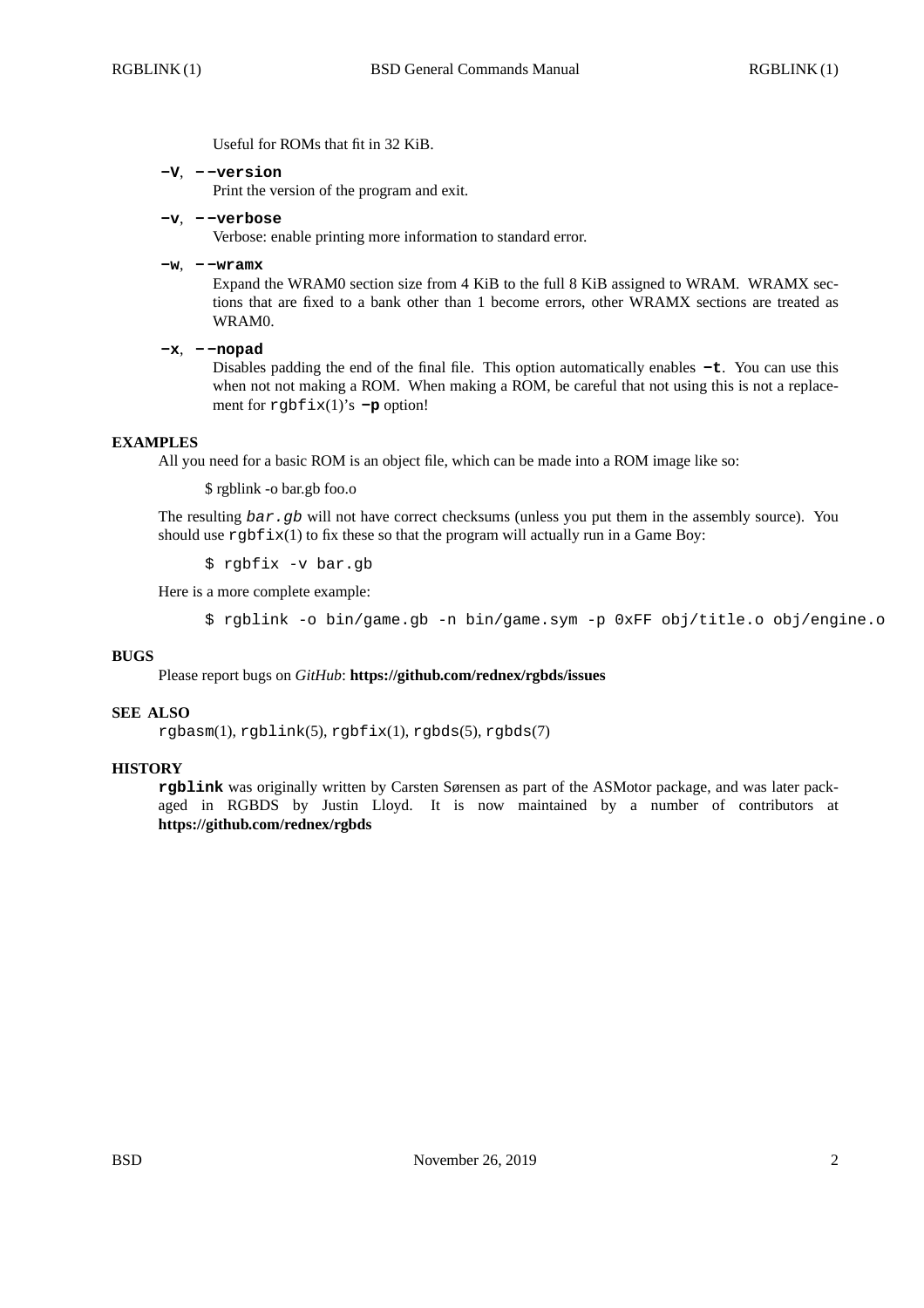Useful for ROMs that fit in 32 KiB.

**−V**, **−−version**
Print the version of the program and exit.

**−v**, **−−verbose**
Verbose: enable printing more information to standard error.

**−w**, **−−wramx**
Expand the WRAM0 section size from 4 KiB to the full 8 KiB assigned to WRAM. WRAMX sections that are fixed to a bank other than 1 become errors, other WRAMX sections are treated as WRAM0.

**−x**, **−−nopad**
Disables padding the end of the final file. This option automatically enables **−t**. You can use this when not not making a ROM. When making a ROM, be careful that not using this is not a replacement for `rgbfix`(1)'s **−p** option!

## EXAMPLES

All you need for a basic ROM is an object file, which can be made into a ROM image like so:

```
$ rgblink -o bar.gb foo.o
```

The resulting *bar.gb* will not have correct checksums (unless you put them in the assembly source). You should use `rgbfix`(1) to fix these so that the program will actually run in a Game Boy:

```
$ rgbfix -v bar.gb
```

Here is a more complete example:

```
$ rgblink -o bin/game.gb -n bin/game.sym -p 0xFF obj/title.o obj/engine.o
```

## BUGS

Please report bugs on *GitHub*: **https://github.com/rednex/rgbds/issues**

## SEE ALSO

`rgbasm`(1), `rgblink`(5), `rgbfix`(1), `rgbds`(5), `rgbds`(7)

## HISTORY

**rgblink** was originally written by Carsten Sørensen as part of the ASMotor package, and was later packaged in RGBDS by Justin Lloyd. It is now maintained by a number of contributors at **https://github.com/rednex/rgbds**